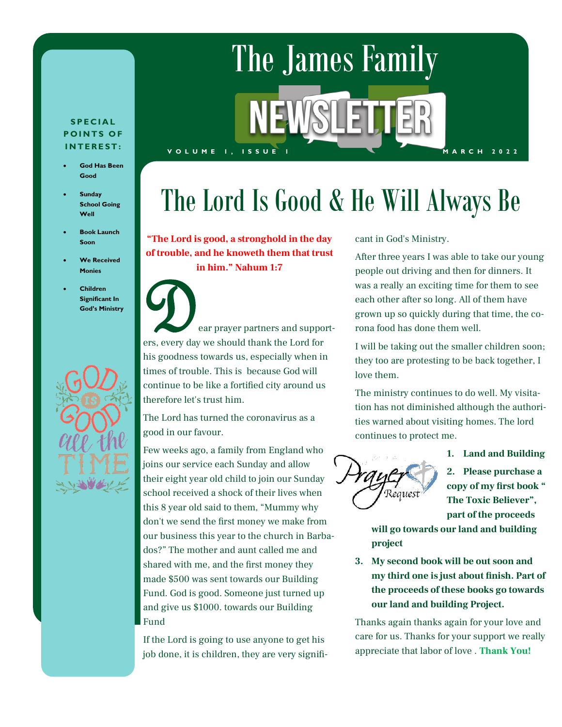# The James Family

# NEWSLETTER

VOLUME 1, ISSUE 1 MARCH 2022

**SPECIAL POINTS OF INTEREST:**

- **God Has Been Good**
- **Sunday School Going Well**
- **Book Launch Soon**
- **We Received Monies**
- **Children Significant In God's Ministry**

## The Lord Is Good & He Will Always Be

**"The Lord is good, a stronghold in the day of trouble, and he knoweth them that trust in him." Nahum 1:7**

Dear prayer partners and supporters, every day we should thank the Lord for his goodness towards us, especially when in times of trouble. This is because God will continue to be like a fortified city around us therefore let's trust him.

The Lord has turned the coronavirus as a good in our favour.

Few weeks ago, a family from England who joins our service each Sunday and allow their eight year old child to join our Sunday school received a shock of their lives when this 8 year old said to them, "Mummy why don't we send the first money we make from our business this year to the church in Barbados?" The mother and aunt called me and shared with me, and the first money they made $500 was sent towards our Building Fund. God is good. Someone just turned up and give us $1000. towards our Building Fund

If the Lord is going to use anyone to get his job done, it is children, they are very significant in God's Ministry.

After three years I was able to take our young people out driving and then for dinners. It was a really an exciting time for them to see each other after so long. All of them have grown up so quickly during that time, the corona food has done them well.

I will be taking out the smaller children soon; they too are protesting to be back together, I love them.

The ministry continues to do well. My visitation has not diminished although the authorities warned about visiting homes. The lord continues to protect me.

Prayer Request

1. **Land and Building**
2. **Please purchase a copy of my first book " The Toxic Believer", part of the proceeds will go towards our land and building project**
3. **My second book will be out soon and my third one is just about finish. Part of the proceeds of these books go towards our land and building Project.**

Thanks again thanks again for your love and care for us. Thanks for your support we really appreciate that labor of love . **Thank You!**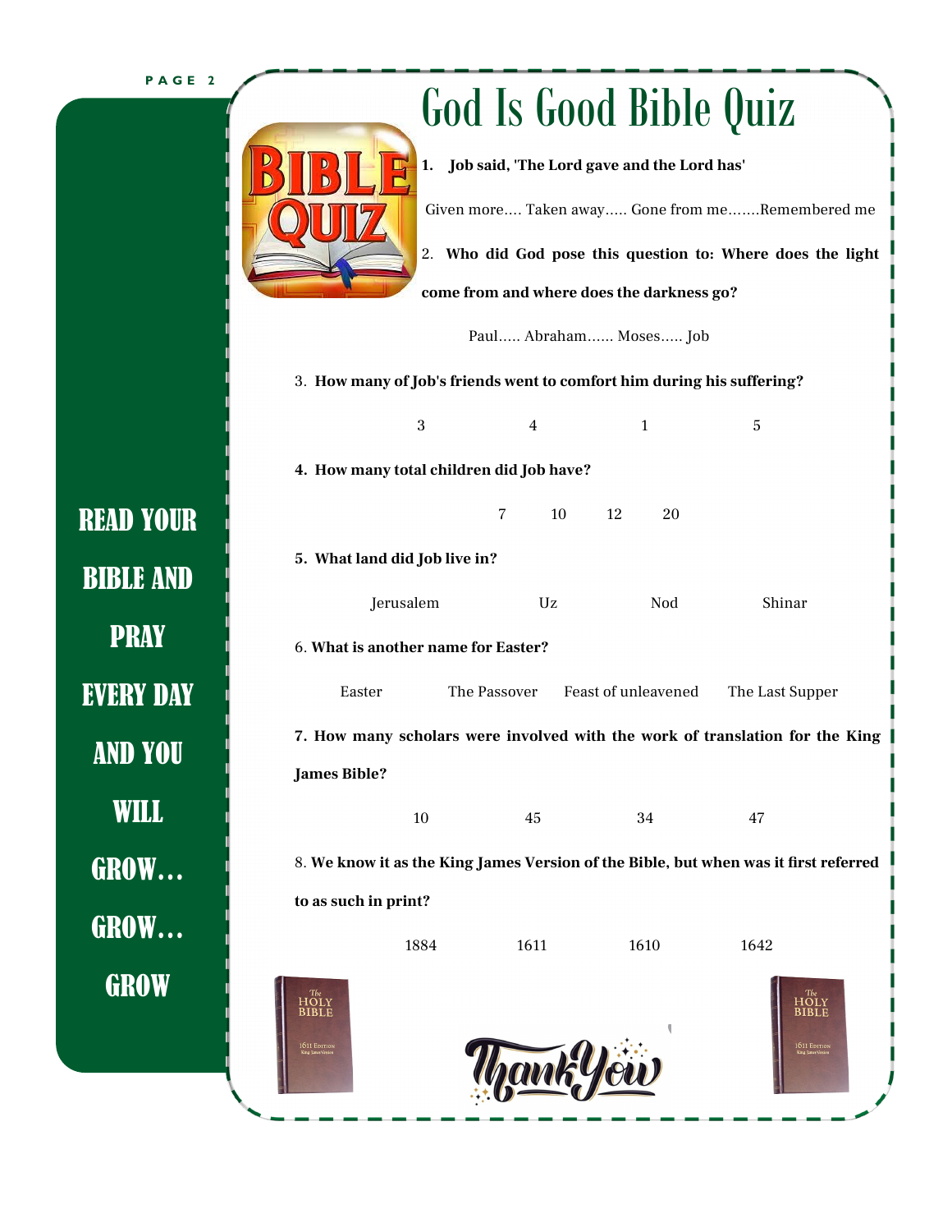# God Is Good Bible Quiz

**1. Job said, 'The Lord gave and the Lord has'**

Given more.... Taken away..... Gone from me.......Remembered me

2. **Who did God pose this question to: Where does the light come from and where does the darkness go?**

Paul..... Abraham...... Moses..... Job

3. **How many of Job's friends went to comfort him during his suffering?**

3 4 1 5

**4. How many total children did Job have?**

7 10 12 20

**5. What land did Job live in?**

Jerusalem Uz Nod Shinar

6. **What is another name for Easter?**

Easter The Passover Feast of unleavened The Last Supper

**7. How many scholars were involved with the work of translation for the King James Bible?**

10 45 34 47

8. **We know it as the King James Version of the Bible, but when was it first referred to as such in print?**

1884 1611 1610 1642

READ YOUR BIBLE AND PRAY EVERY DAY AND YOU WILL GROW… GROW… GROW

Thank You